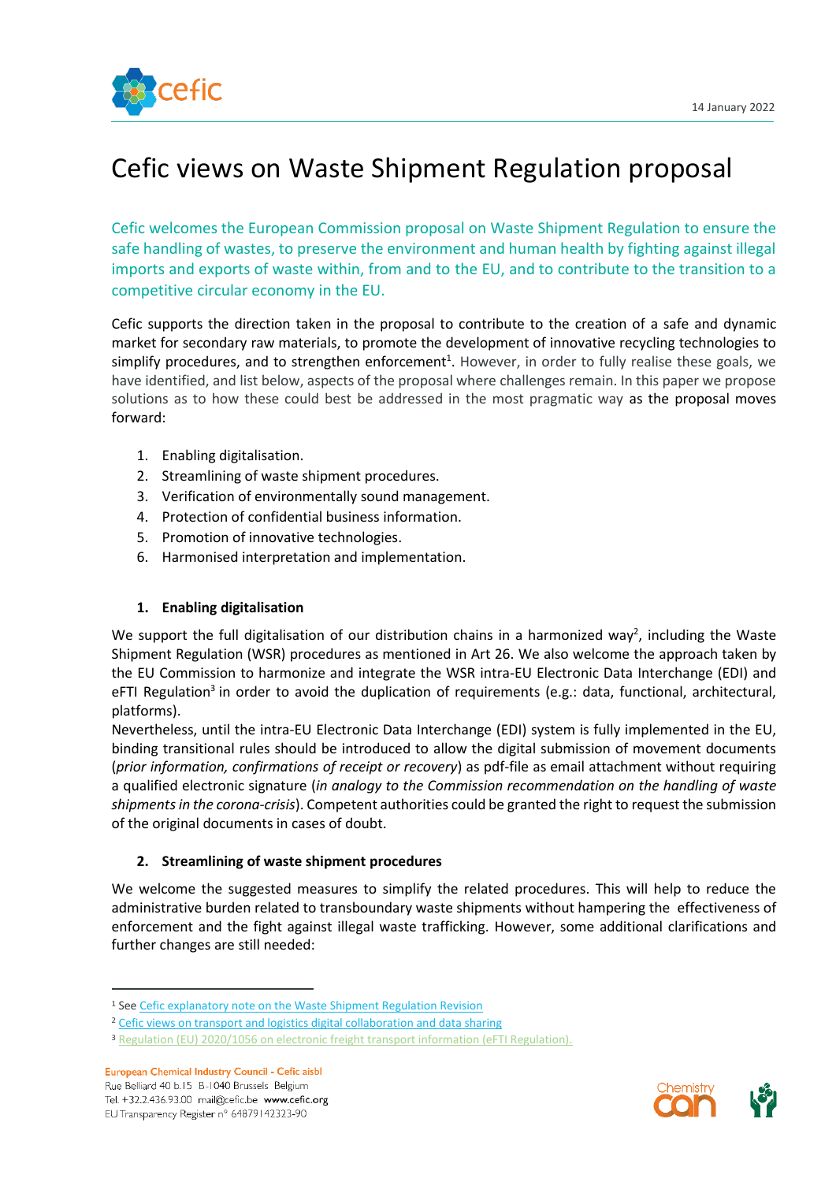14 January 2022

# Cefic views on Waste Shipment Regulation proposal

Cefic welcomes the European Commission proposal on Waste Shipment Regulation to ensure the safe handling of wastes, to preserve the environment and human health by fighting against illegal imports and exports of waste within, from and to the EU, and to contribute to the transition to a competitive circular economy in the EU.

Cefic supports the direction taken in the proposal to contribute to the creation of a safe and dynamic market for secondary raw materials, to promote the development of innovative recycling technologies to simplify procedures, and to strengthen enforcement[1]. However, in order to fully realise these goals, we have identified, and list below, aspects of the proposal where challenges remain. In this paper we propose solutions as to how these could best be addressed in the most pragmatic way as the proposal moves forward:

1. Enabling digitalisation.
2. Streamlining of waste shipment procedures.
3. Verification of environmentally sound management.
4. Protection of confidential business information.
5. Promotion of innovative technologies.
6. Harmonised interpretation and implementation.

## 1. Enabling digitalisation

We support the full digitalisation of our distribution chains in a harmonized way[2], including the Waste Shipment Regulation (WSR) procedures as mentioned in Art 26. We also welcome the approach taken by the EU Commission to harmonize and integrate the WSR intra-EU Electronic Data Interchange (EDI) and eFTI Regulation[3] in order to avoid the duplication of requirements (e.g.: data, functional, architectural, platforms).

Nevertheless, until the intra-EU Electronic Data Interchange (EDI) system is fully implemented in the EU, binding transitional rules should be introduced to allow the digital submission of movement documents (*prior information, confirmations of receipt or recovery*) as pdf-file as email attachment without requiring a qualified electronic signature (*in analogy to the Commission recommendation on the handling of waste shipments in the corona-crisis*). Competent authorities could be granted the right to request the submission of the original documents in cases of doubt.

## 2. Streamlining of waste shipment procedures

We welcome the suggested measures to simplify the related procedures. This will help to reduce the administrative burden related to transboundary waste shipments without hampering the effectiveness of enforcement and the fight against illegal waste trafficking. However, some additional clarifications and further changes are still needed:

---

[1] See Cefic explanatory note on the Waste Shipment Regulation Revision

[2] Cefic views on transport and logistics digital collaboration and data sharing

[3] Regulation (EU) 2020/1056 on electronic freight transport information (eFTI Regulation).

European Chemical Industry Council - Cefic aisbl
Rue Belliard 40 b.15 B-1040 Brussels Belgium
Tel. +32.2.436.93.00 mail@cefic.be www.cefic.org
EU Transparency Register n° 64879142323-90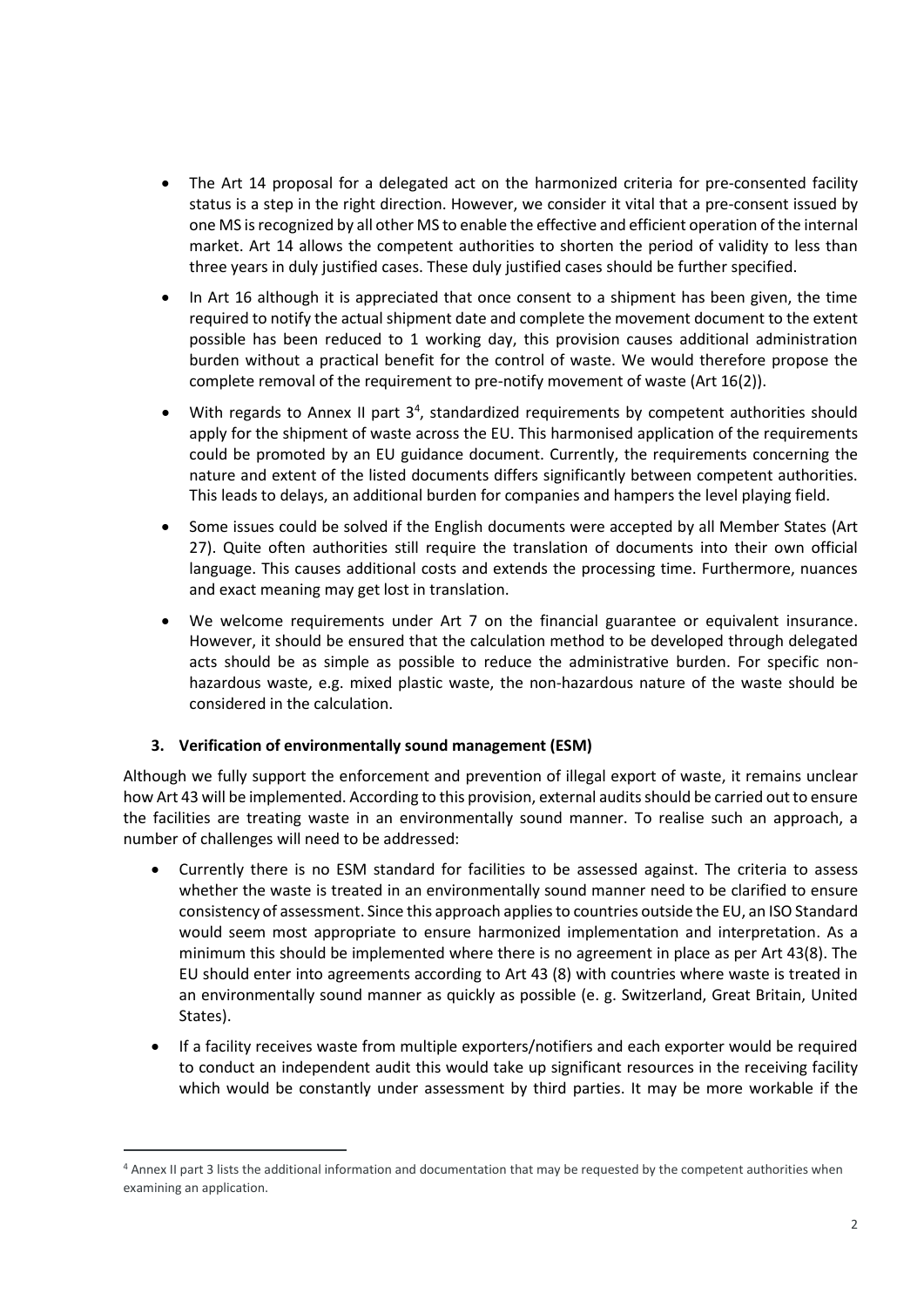- The Art 14 proposal for a delegated act on the harmonized criteria for pre-consented facility status is a step in the right direction. However, we consider it vital that a pre-consent issued by one MS is recognized by all other MS to enable the effective and efficient operation of the internal market. Art 14 allows the competent authorities to shorten the period of validity to less than three years in duly justified cases. These duly justified cases should be further specified.
- In Art 16 although it is appreciated that once consent to a shipment has been given, the time required to notify the actual shipment date and complete the movement document to the extent possible has been reduced to 1 working day, this provision causes additional administration burden without a practical benefit for the control of waste. We would therefore propose the complete removal of the requirement to pre-notify movement of waste (Art 16(2)).
- With regards to Annex II part 3[4], standardized requirements by competent authorities should apply for the shipment of waste across the EU. This harmonised application of the requirements could be promoted by an EU guidance document. Currently, the requirements concerning the nature and extent of the listed documents differs significantly between competent authorities. This leads to delays, an additional burden for companies and hampers the level playing field.
- Some issues could be solved if the English documents were accepted by all Member States (Art 27). Quite often authorities still require the translation of documents into their own official language. This causes additional costs and extends the processing time. Furthermore, nuances and exact meaning may get lost in translation.
- We welcome requirements under Art 7 on the financial guarantee or equivalent insurance. However, it should be ensured that the calculation method to be developed through delegated acts should be as simple as possible to reduce the administrative burden. For specific non-hazardous waste, e.g. mixed plastic waste, the non-hazardous nature of the waste should be considered in the calculation.

## 3. Verification of environmentally sound management (ESM)

Although we fully support the enforcement and prevention of illegal export of waste, it remains unclear how Art 43 will be implemented. According to this provision, external audits should be carried out to ensure the facilities are treating waste in an environmentally sound manner. To realise such an approach, a number of challenges will need to be addressed:

- Currently there is no ESM standard for facilities to be assessed against. The criteria to assess whether the waste is treated in an environmentally sound manner need to be clarified to ensure consistency of assessment. Since this approach applies to countries outside the EU, an ISO Standard would seem most appropriate to ensure harmonized implementation and interpretation. As a minimum this should be implemented where there is no agreement in place as per Art 43(8). The EU should enter into agreements according to Art 43 (8) with countries where waste is treated in an environmentally sound manner as quickly as possible (e. g. Switzerland, Great Britain, United States).
- If a facility receives waste from multiple exporters/notifiers and each exporter would be required to conduct an independent audit this would take up significant resources in the receiving facility which would be constantly under assessment by third parties. It may be more workable if the

[4] Annex II part 3 lists the additional information and documentation that may be requested by the competent authorities when examining an application.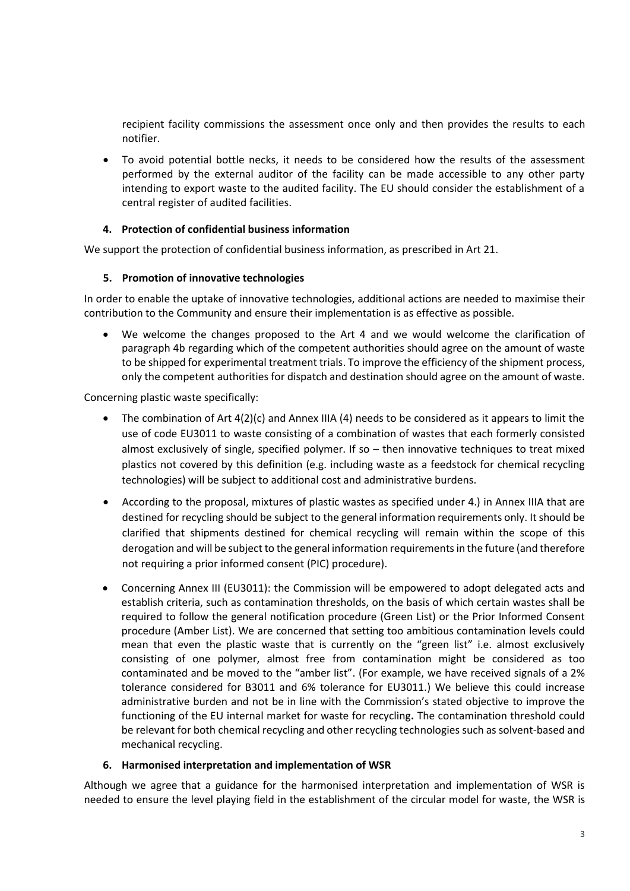recipient facility commissions the assessment once only and then provides the results to each notifier.

- To avoid potential bottle necks, it needs to be considered how the results of the assessment performed by the external auditor of the facility can be made accessible to any other party intending to export waste to the audited facility. The EU should consider the establishment of a central register of audited facilities.

### 4. Protection of confidential business information

We support the protection of confidential business information, as prescribed in Art 21.

### 5. Promotion of innovative technologies

In order to enable the uptake of innovative technologies, additional actions are needed to maximise their contribution to the Community and ensure their implementation is as effective as possible.

- We welcome the changes proposed to the Art 4 and we would welcome the clarification of paragraph 4b regarding which of the competent authorities should agree on the amount of waste to be shipped for experimental treatment trials. To improve the efficiency of the shipment process, only the competent authorities for dispatch and destination should agree on the amount of waste.

Concerning plastic waste specifically:

- The combination of Art 4(2)(c) and Annex IIIA (4) needs to be considered as it appears to limit the use of code EU3011 to waste consisting of a combination of wastes that each formerly consisted almost exclusively of single, specified polymer. If so – then innovative techniques to treat mixed plastics not covered by this definition (e.g. including waste as a feedstock for chemical recycling technologies) will be subject to additional cost and administrative burdens.
- According to the proposal, mixtures of plastic wastes as specified under 4.) in Annex IIIA that are destined for recycling should be subject to the general information requirements only. It should be clarified that shipments destined for chemical recycling will remain within the scope of this derogation and will be subject to the general information requirements in the future (and therefore not requiring a prior informed consent (PIC) procedure).
- Concerning Annex III (EU3011): the Commission will be empowered to adopt delegated acts and establish criteria, such as contamination thresholds, on the basis of which certain wastes shall be required to follow the general notification procedure (Green List) or the Prior Informed Consent procedure (Amber List). We are concerned that setting too ambitious contamination levels could mean that even the plastic waste that is currently on the "green list" i.e. almost exclusively consisting of one polymer, almost free from contamination might be considered as too contaminated and be moved to the "amber list". (For example, we have received signals of a 2% tolerance considered for B3011 and 6% tolerance for EU3011.) We believe this could increase administrative burden and not be in line with the Commission's stated objective to improve the functioning of the EU internal market for waste for recycling**.** The contamination threshold could be relevant for both chemical recycling and other recycling technologies such as solvent-based and mechanical recycling.

### 6. Harmonised interpretation and implementation of WSR

Although we agree that a guidance for the harmonised interpretation and implementation of WSR is needed to ensure the level playing field in the establishment of the circular model for waste, the WSR is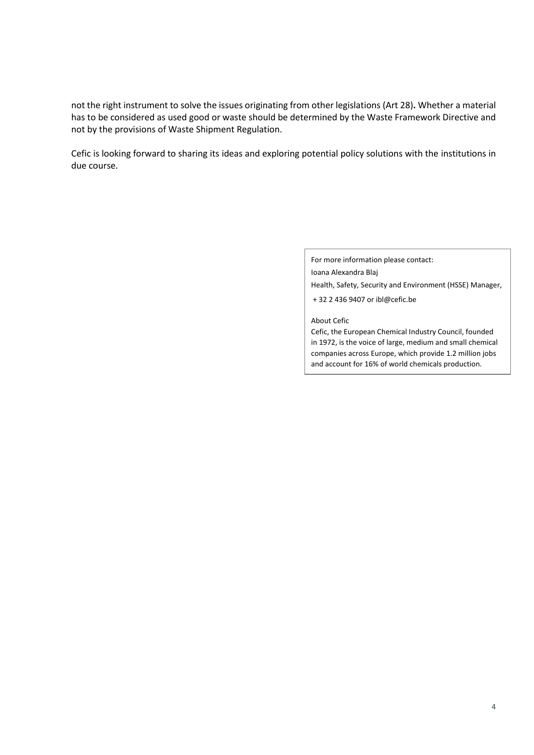not the right instrument to solve the issues originating from other legislations (Art 28). Whether a material has to be considered as used good or waste should be determined by the Waste Framework Directive and not by the provisions of Waste Shipment Regulation.

Cefic is looking forward to sharing its ideas and exploring potential policy solutions with the institutions in due course.

For more information please contact:

Ioana Alexandra Blaj

Health, Safety, Security and Environment (HSSE) Manager,

+ 32 2 436 9407 or ibl@cefic.be

About Cefic

Cefic, the European Chemical Industry Council, founded in 1972, is the voice of large, medium and small chemical companies across Europe, which provide 1.2 million jobs and account for 16% of world chemicals production.